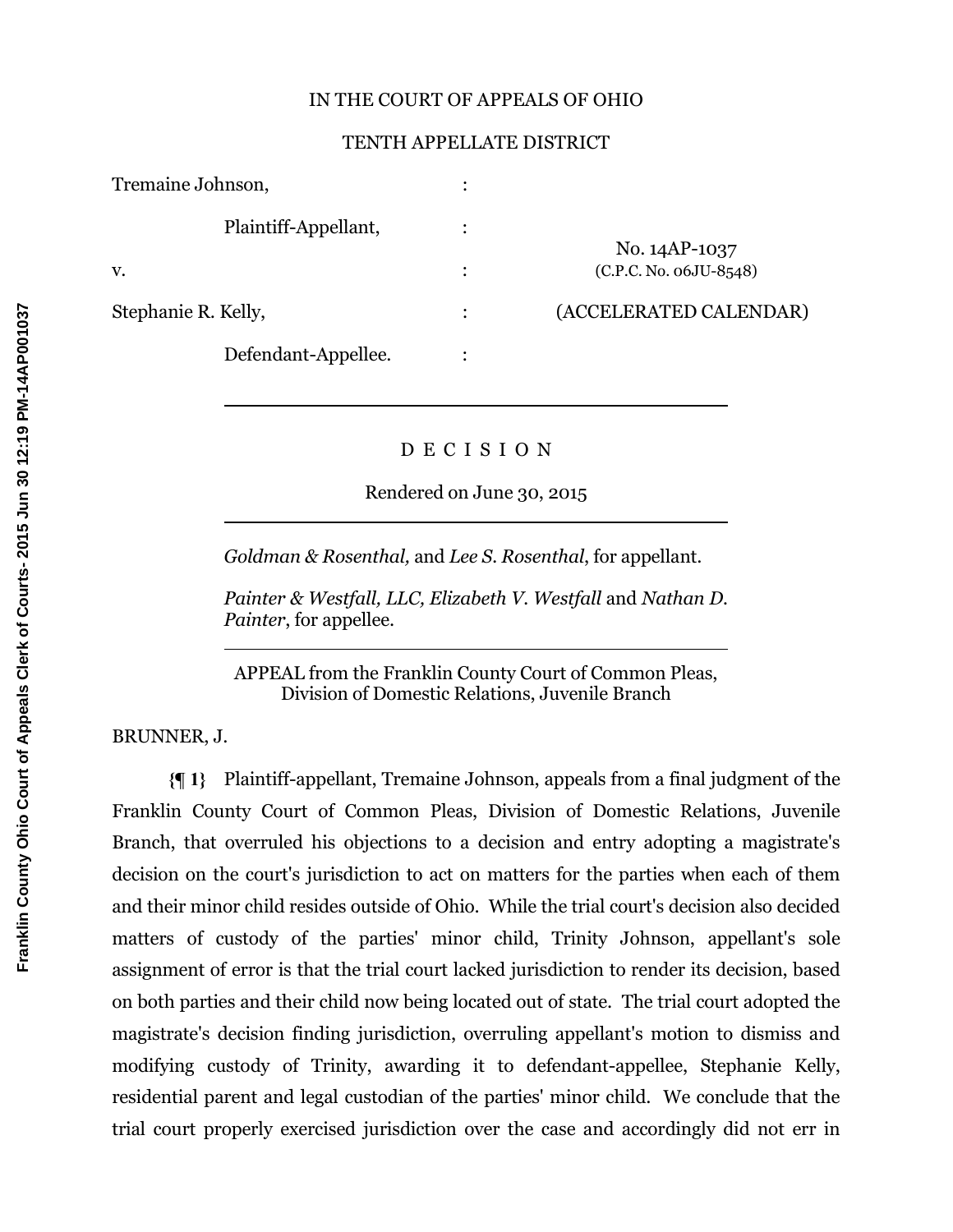IN THE COURT OF APPEALS OF OHIO

TENTH APPELLATE DISTRICT

| | | |
|---|---|---|
| Tremaine Johnson, | : | |
| Plaintiff-Appellant, | : | |
| v. | : | No. 14AP-1037 (C.P.C. No. 06JU-8548) |
| Stephanie R. Kelly, | : | (ACCELERATED CALENDAR) |
| Defendant-Appellee. | : | |

D E C I S I O N

Rendered on June 30, 2015

*Goldman & Rosenthal,* and *Lee S. Rosenthal*, for appellant.

*Painter & Westfall, LLC, Elizabeth V. Westfall* and *Nathan D. Painter*, for appellee.

APPEAL from the Franklin County Court of Common Pleas, Division of Domestic Relations, Juvenile Branch

BRUNNER, J.

**{¶ 1}** Plaintiff-appellant, Tremaine Johnson, appeals from a final judgment of the Franklin County Court of Common Pleas, Division of Domestic Relations, Juvenile Branch, that overruled his objections to a decision and entry adopting a magistrate's decision on the court's jurisdiction to act on matters for the parties when each of them and their minor child resides outside of Ohio. While the trial court's decision also decided matters of custody of the parties' minor child, Trinity Johnson, appellant's sole assignment of error is that the trial court lacked jurisdiction to render its decision, based on both parties and their child now being located out of state. The trial court adopted the magistrate's decision finding jurisdiction, overruling appellant's motion to dismiss and modifying custody of Trinity, awarding it to defendant-appellee, Stephanie Kelly, residential parent and legal custodian of the parties' minor child. We conclude that the trial court properly exercised jurisdiction over the case and accordingly did not err in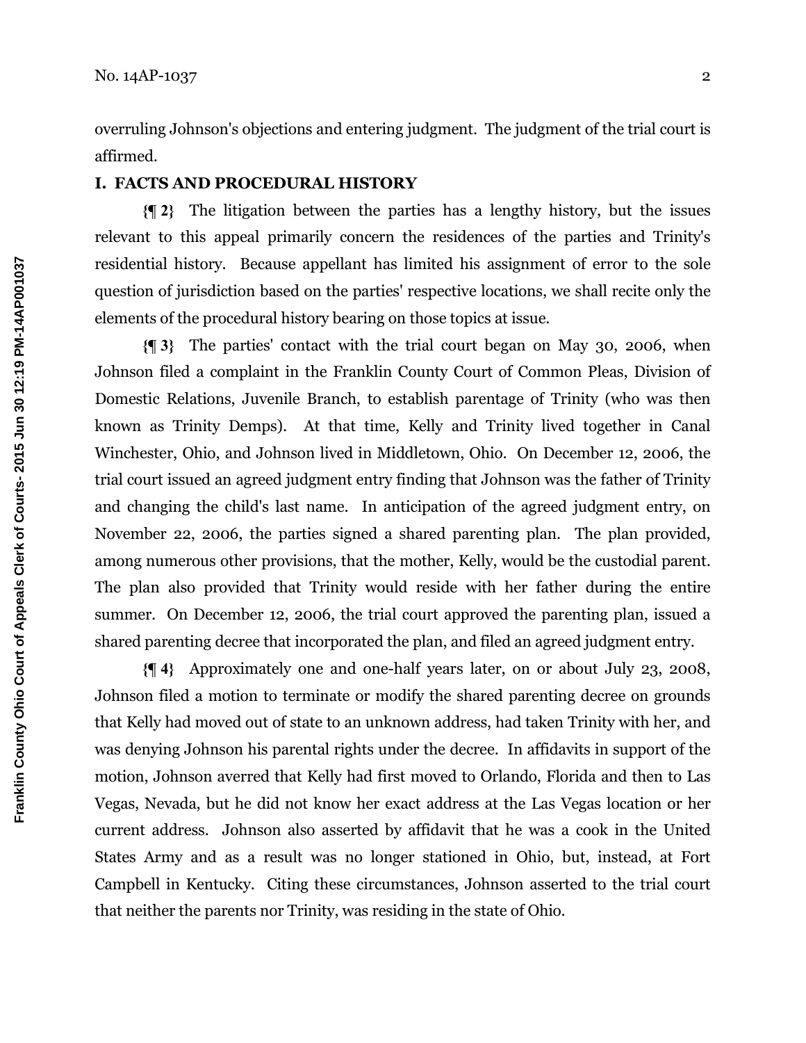overruling Johnson's objections and entering judgment. The judgment of the trial court is affirmed.

## I. FACTS AND PROCEDURAL HISTORY

**{¶ 2}** The litigation between the parties has a lengthy history, but the issues relevant to this appeal primarily concern the residences of the parties and Trinity's residential history. Because appellant has limited his assignment of error to the sole question of jurisdiction based on the parties' respective locations, we shall recite only the elements of the procedural history bearing on those topics at issue.

**{¶ 3}** The parties' contact with the trial court began on May 30, 2006, when Johnson filed a complaint in the Franklin County Court of Common Pleas, Division of Domestic Relations, Juvenile Branch, to establish parentage of Trinity (who was then known as Trinity Demps). At that time, Kelly and Trinity lived together in Canal Winchester, Ohio, and Johnson lived in Middletown, Ohio. On December 12, 2006, the trial court issued an agreed judgment entry finding that Johnson was the father of Trinity and changing the child's last name. In anticipation of the agreed judgment entry, on November 22, 2006, the parties signed a shared parenting plan. The plan provided, among numerous other provisions, that the mother, Kelly, would be the custodial parent. The plan also provided that Trinity would reside with her father during the entire summer. On December 12, 2006, the trial court approved the parenting plan, issued a shared parenting decree that incorporated the plan, and filed an agreed judgment entry.

**{¶ 4}** Approximately one and one-half years later, on or about July 23, 2008, Johnson filed a motion to terminate or modify the shared parenting decree on grounds that Kelly had moved out of state to an unknown address, had taken Trinity with her, and was denying Johnson his parental rights under the decree. In affidavits in support of the motion, Johnson averred that Kelly had first moved to Orlando, Florida and then to Las Vegas, Nevada, but he did not know her exact address at the Las Vegas location or her current address. Johnson also asserted by affidavit that he was a cook in the United States Army and as a result was no longer stationed in Ohio, but, instead, at Fort Campbell in Kentucky. Citing these circumstances, Johnson asserted to the trial court that neither the parents nor Trinity, was residing in the state of Ohio.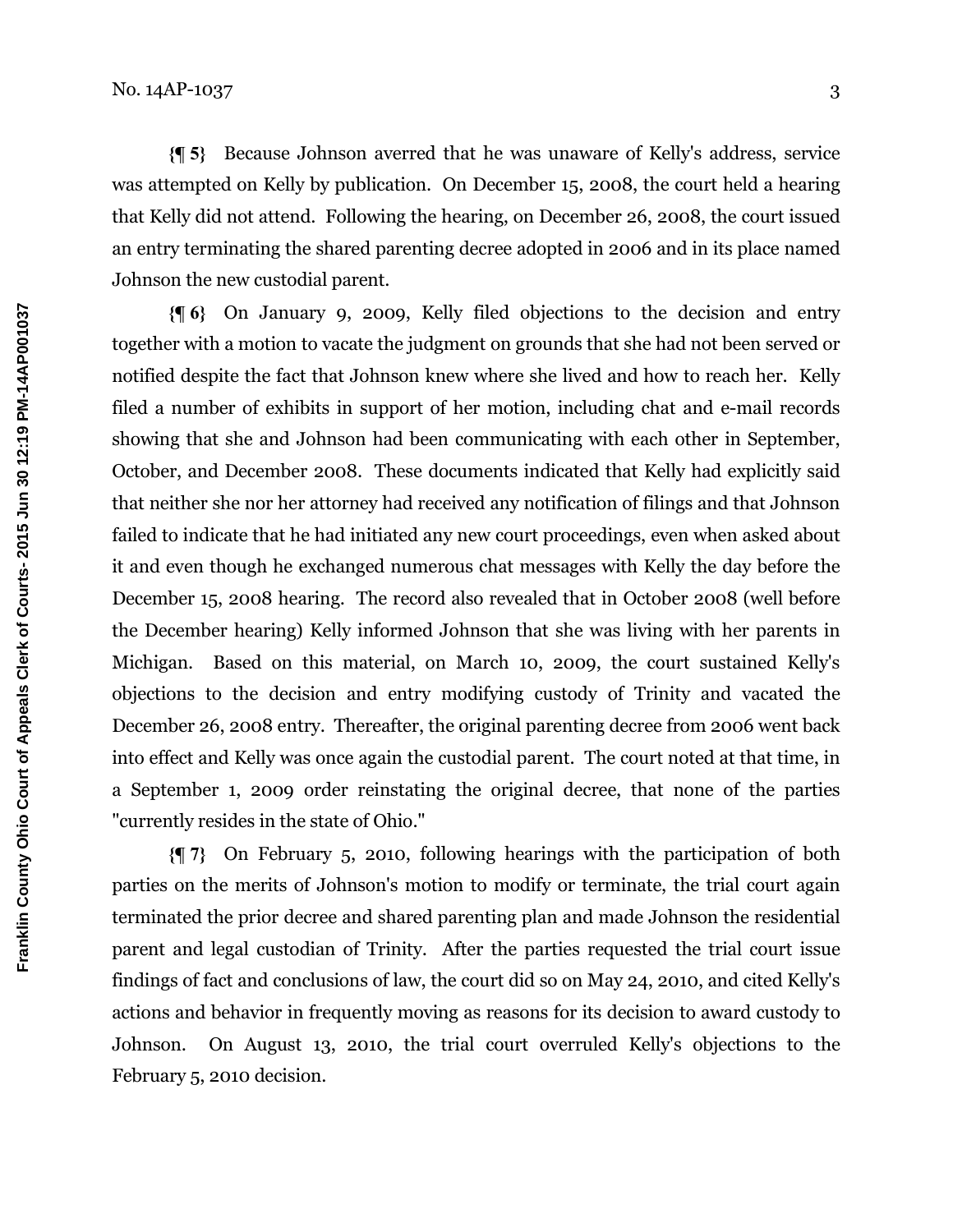**{¶ 5}** Because Johnson averred that he was unaware of Kelly's address, service was attempted on Kelly by publication. On December 15, 2008, the court held a hearing that Kelly did not attend. Following the hearing, on December 26, 2008, the court issued an entry terminating the shared parenting decree adopted in 2006 and in its place named Johnson the new custodial parent.

**{¶ 6}** On January 9, 2009, Kelly filed objections to the decision and entry together with a motion to vacate the judgment on grounds that she had not been served or notified despite the fact that Johnson knew where she lived and how to reach her. Kelly filed a number of exhibits in support of her motion, including chat and e-mail records showing that she and Johnson had been communicating with each other in September, October, and December 2008. These documents indicated that Kelly had explicitly said that neither she nor her attorney had received any notification of filings and that Johnson failed to indicate that he had initiated any new court proceedings, even when asked about it and even though he exchanged numerous chat messages with Kelly the day before the December 15, 2008 hearing. The record also revealed that in October 2008 (well before the December hearing) Kelly informed Johnson that she was living with her parents in Michigan. Based on this material, on March 10, 2009, the court sustained Kelly's objections to the decision and entry modifying custody of Trinity and vacated the December 26, 2008 entry. Thereafter, the original parenting decree from 2006 went back into effect and Kelly was once again the custodial parent. The court noted at that time, in a September 1, 2009 order reinstating the original decree, that none of the parties "currently resides in the state of Ohio."

**{¶ 7}** On February 5, 2010, following hearings with the participation of both parties on the merits of Johnson's motion to modify or terminate, the trial court again terminated the prior decree and shared parenting plan and made Johnson the residential parent and legal custodian of Trinity. After the parties requested the trial court issue findings of fact and conclusions of law, the court did so on May 24, 2010, and cited Kelly's actions and behavior in frequently moving as reasons for its decision to award custody to Johnson. On August 13, 2010, the trial court overruled Kelly's objections to the February 5, 2010 decision.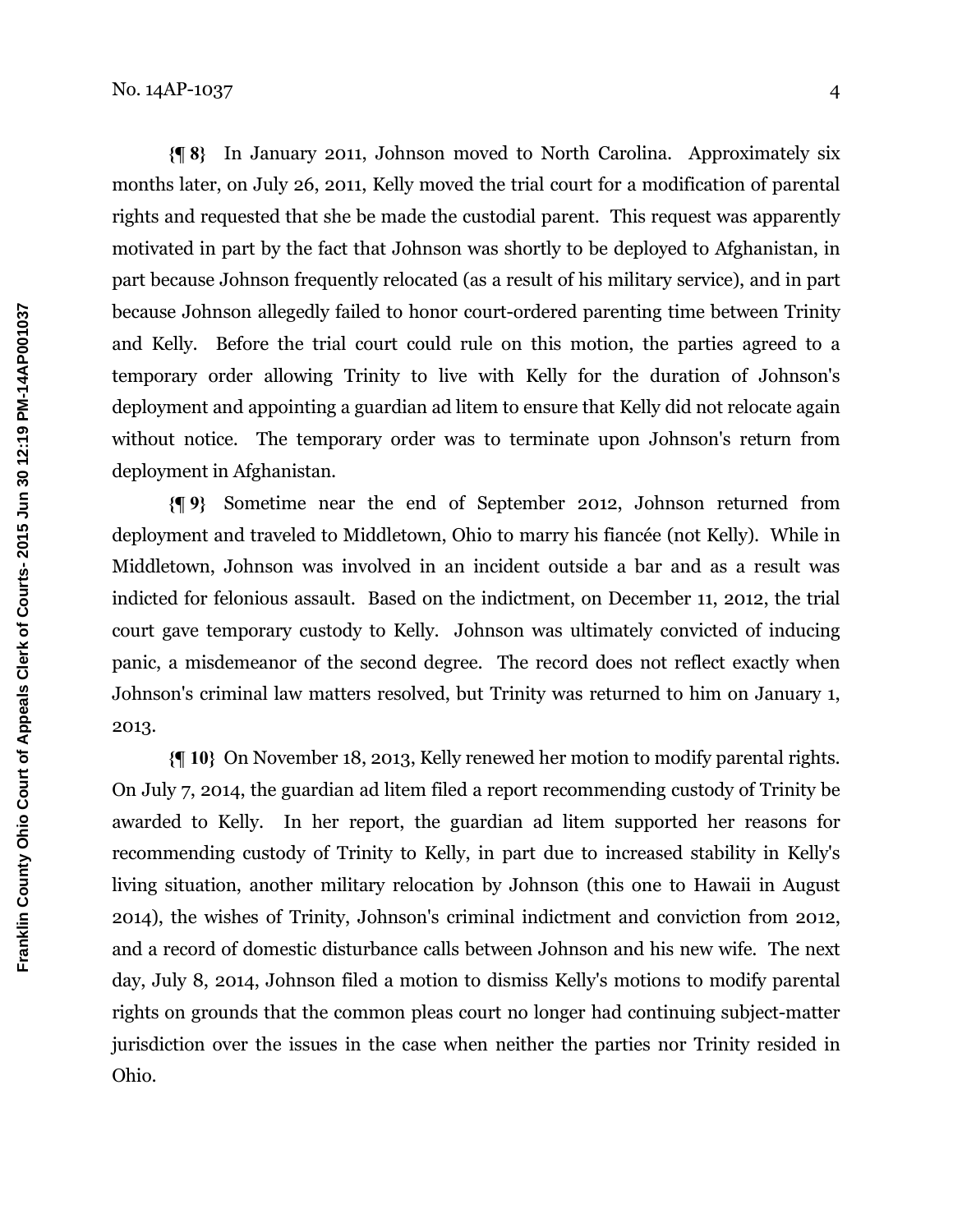**{¶ 8}** In January 2011, Johnson moved to North Carolina. Approximately six months later, on July 26, 2011, Kelly moved the trial court for a modification of parental rights and requested that she be made the custodial parent. This request was apparently motivated in part by the fact that Johnson was shortly to be deployed to Afghanistan, in part because Johnson frequently relocated (as a result of his military service), and in part because Johnson allegedly failed to honor court-ordered parenting time between Trinity and Kelly. Before the trial court could rule on this motion, the parties agreed to a temporary order allowing Trinity to live with Kelly for the duration of Johnson's deployment and appointing a guardian ad litem to ensure that Kelly did not relocate again without notice. The temporary order was to terminate upon Johnson's return from deployment in Afghanistan.

**{¶ 9}** Sometime near the end of September 2012, Johnson returned from deployment and traveled to Middletown, Ohio to marry his fiancée (not Kelly). While in Middletown, Johnson was involved in an incident outside a bar and as a result was indicted for felonious assault. Based on the indictment, on December 11, 2012, the trial court gave temporary custody to Kelly. Johnson was ultimately convicted of inducing panic, a misdemeanor of the second degree. The record does not reflect exactly when Johnson's criminal law matters resolved, but Trinity was returned to him on January 1, 2013.

**{¶ 10}** On November 18, 2013, Kelly renewed her motion to modify parental rights. On July 7, 2014, the guardian ad litem filed a report recommending custody of Trinity be awarded to Kelly. In her report, the guardian ad litem supported her reasons for recommending custody of Trinity to Kelly, in part due to increased stability in Kelly's living situation, another military relocation by Johnson (this one to Hawaii in August 2014), the wishes of Trinity, Johnson's criminal indictment and conviction from 2012, and a record of domestic disturbance calls between Johnson and his new wife. The next day, July 8, 2014, Johnson filed a motion to dismiss Kelly's motions to modify parental rights on grounds that the common pleas court no longer had continuing subject-matter jurisdiction over the issues in the case when neither the parties nor Trinity resided in Ohio.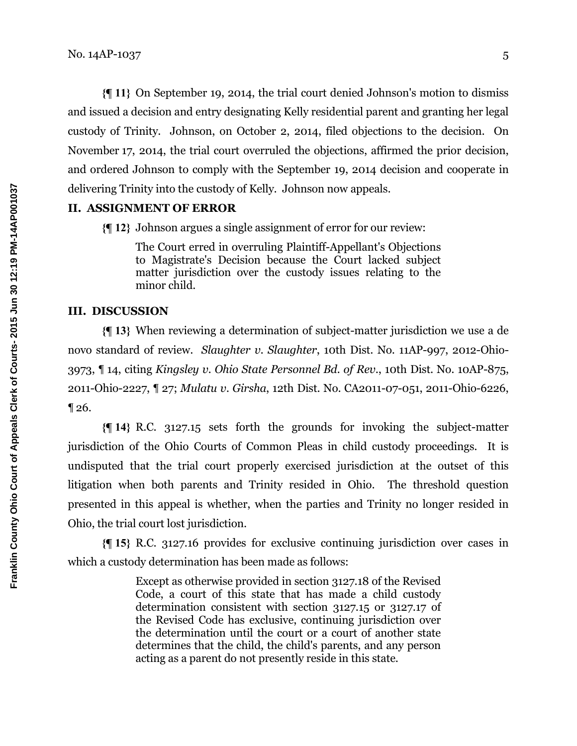**{¶ 11}** On September 19, 2014, the trial court denied Johnson's motion to dismiss and issued a decision and entry designating Kelly residential parent and granting her legal custody of Trinity. Johnson, on October 2, 2014, filed objections to the decision. On November 17, 2014, the trial court overruled the objections, affirmed the prior decision, and ordered Johnson to comply with the September 19, 2014 decision and cooperate in delivering Trinity into the custody of Kelly. Johnson now appeals.

## II. ASSIGNMENT OF ERROR

**{¶ 12}** Johnson argues a single assignment of error for our review:

> The Court erred in overruling Plaintiff-Appellant's Objections to Magistrate's Decision because the Court lacked subject matter jurisdiction over the custody issues relating to the minor child.

## III. DISCUSSION

**{¶ 13}** When reviewing a determination of subject-matter jurisdiction we use a de novo standard of review. *Slaughter v. Slaughter*, 10th Dist. No. 11AP-997, 2012-Ohio-3973, ¶ 14, citing *Kingsley v. Ohio State Personnel Bd. of Rev.*, 10th Dist. No. 10AP-875, 2011-Ohio-2227, ¶ 27; *Mulatu v. Girsha*, 12th Dist. No. CA2011-07-051, 2011-Ohio-6226, ¶ 26.

**{¶ 14}** R.C. 3127.15 sets forth the grounds for invoking the subject-matter jurisdiction of the Ohio Courts of Common Pleas in child custody proceedings. It is undisputed that the trial court properly exercised jurisdiction at the outset of this litigation when both parents and Trinity resided in Ohio. The threshold question presented in this appeal is whether, when the parties and Trinity no longer resided in Ohio, the trial court lost jurisdiction.

**{¶ 15}** R.C. 3127.16 provides for exclusive continuing jurisdiction over cases in which a custody determination has been made as follows:

> Except as otherwise provided in section 3127.18 of the Revised Code, a court of this state that has made a child custody determination consistent with section 3127.15 or 3127.17 of the Revised Code has exclusive, continuing jurisdiction over the determination until the court or a court of another state determines that the child, the child's parents, and any person acting as a parent do not presently reside in this state.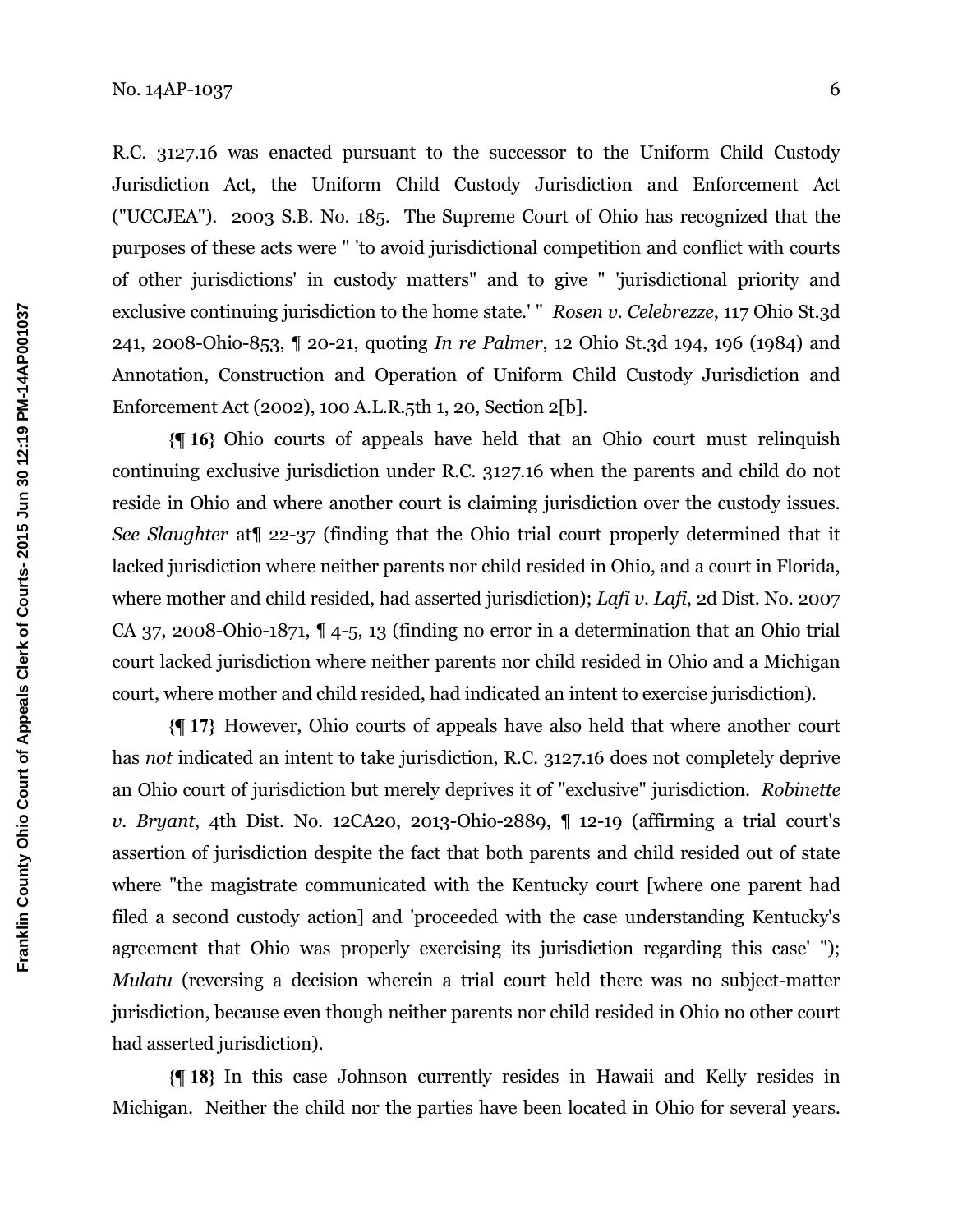R.C. 3127.16 was enacted pursuant to the successor to the Uniform Child Custody Jurisdiction Act, the Uniform Child Custody Jurisdiction and Enforcement Act ("UCCJEA"). 2003 S.B. No. 185. The Supreme Court of Ohio has recognized that the purposes of these acts were " 'to avoid jurisdictional competition and conflict with courts of other jurisdictions' in custody matters" and to give " 'jurisdictional priority and exclusive continuing jurisdiction to the home state.' " *Rosen v. Celebrezze*, 117 Ohio St.3d 241, 2008-Ohio-853, ¶ 20-21, quoting *In re Palmer*, 12 Ohio St.3d 194, 196 (1984) and Annotation, Construction and Operation of Uniform Child Custody Jurisdiction and Enforcement Act (2002), 100 A.L.R.5th 1, 20, Section 2[b].

**{¶ 16}** Ohio courts of appeals have held that an Ohio court must relinquish continuing exclusive jurisdiction under R.C. 3127.16 when the parents and child do not reside in Ohio and where another court is claiming jurisdiction over the custody issues. *See Slaughter* at¶ 22-37 (finding that the Ohio trial court properly determined that it lacked jurisdiction where neither parents nor child resided in Ohio, and a court in Florida, where mother and child resided, had asserted jurisdiction); *Lafi v. Lafi*, 2d Dist. No. 2007 CA 37, 2008-Ohio-1871, ¶ 4-5, 13 (finding no error in a determination that an Ohio trial court lacked jurisdiction where neither parents nor child resided in Ohio and a Michigan court, where mother and child resided, had indicated an intent to exercise jurisdiction).

**{¶ 17}** However, Ohio courts of appeals have also held that where another court has *not* indicated an intent to take jurisdiction, R.C. 3127.16 does not completely deprive an Ohio court of jurisdiction but merely deprives it of "exclusive" jurisdiction. *Robinette v. Bryant*, 4th Dist. No. 12CA20, 2013-Ohio-2889, ¶ 12-19 (affirming a trial court's assertion of jurisdiction despite the fact that both parents and child resided out of state where "the magistrate communicated with the Kentucky court [where one parent had filed a second custody action] and 'proceeded with the case understanding Kentucky's agreement that Ohio was properly exercising its jurisdiction regarding this case' "); *Mulatu* (reversing a decision wherein a trial court held there was no subject-matter jurisdiction, because even though neither parents nor child resided in Ohio no other court had asserted jurisdiction).

**{¶ 18}** In this case Johnson currently resides in Hawaii and Kelly resides in Michigan. Neither the child nor the parties have been located in Ohio for several years.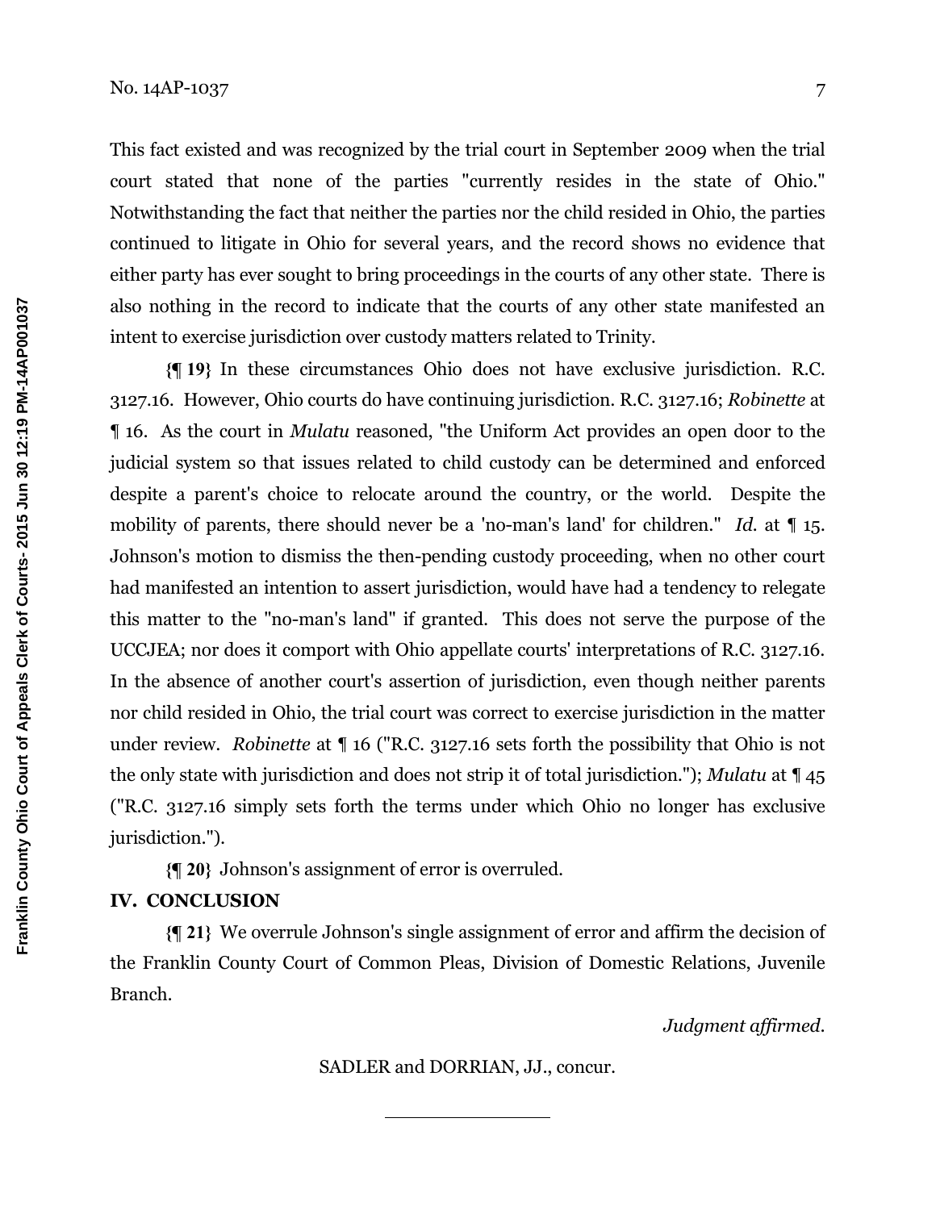This fact existed and was recognized by the trial court in September 2009 when the trial court stated that none of the parties "currently resides in the state of Ohio." Notwithstanding the fact that neither the parties nor the child resided in Ohio, the parties continued to litigate in Ohio for several years, and the record shows no evidence that either party has ever sought to bring proceedings in the courts of any other state. There is also nothing in the record to indicate that the courts of any other state manifested an intent to exercise jurisdiction over custody matters related to Trinity.

**{¶ 19}** In these circumstances Ohio does not have exclusive jurisdiction. R.C. 3127.16. However, Ohio courts do have continuing jurisdiction. R.C. 3127.16; *Robinette* at ¶ 16. As the court in *Mulatu* reasoned, "the Uniform Act provides an open door to the judicial system so that issues related to child custody can be determined and enforced despite a parent's choice to relocate around the country, or the world. Despite the mobility of parents, there should never be a 'no-man's land' for children." *Id.* at ¶ 15. Johnson's motion to dismiss the then-pending custody proceeding, when no other court had manifested an intention to assert jurisdiction, would have had a tendency to relegate this matter to the "no-man's land" if granted. This does not serve the purpose of the UCCJEA; nor does it comport with Ohio appellate courts' interpretations of R.C. 3127.16. In the absence of another court's assertion of jurisdiction, even though neither parents nor child resided in Ohio, the trial court was correct to exercise jurisdiction in the matter under review. *Robinette* at ¶ 16 ("R.C. 3127.16 sets forth the possibility that Ohio is not the only state with jurisdiction and does not strip it of total jurisdiction."); *Mulatu* at ¶ 45 ("R.C. 3127.16 simply sets forth the terms under which Ohio no longer has exclusive jurisdiction.").

**{¶ 20}** Johnson's assignment of error is overruled.

## IV. CONCLUSION

**{¶ 21}** We overrule Johnson's single assignment of error and affirm the decision of the Franklin County Court of Common Pleas, Division of Domestic Relations, Juvenile Branch.

*Judgment affirmed.*

SADLER and DORRIAN, JJ., concur.